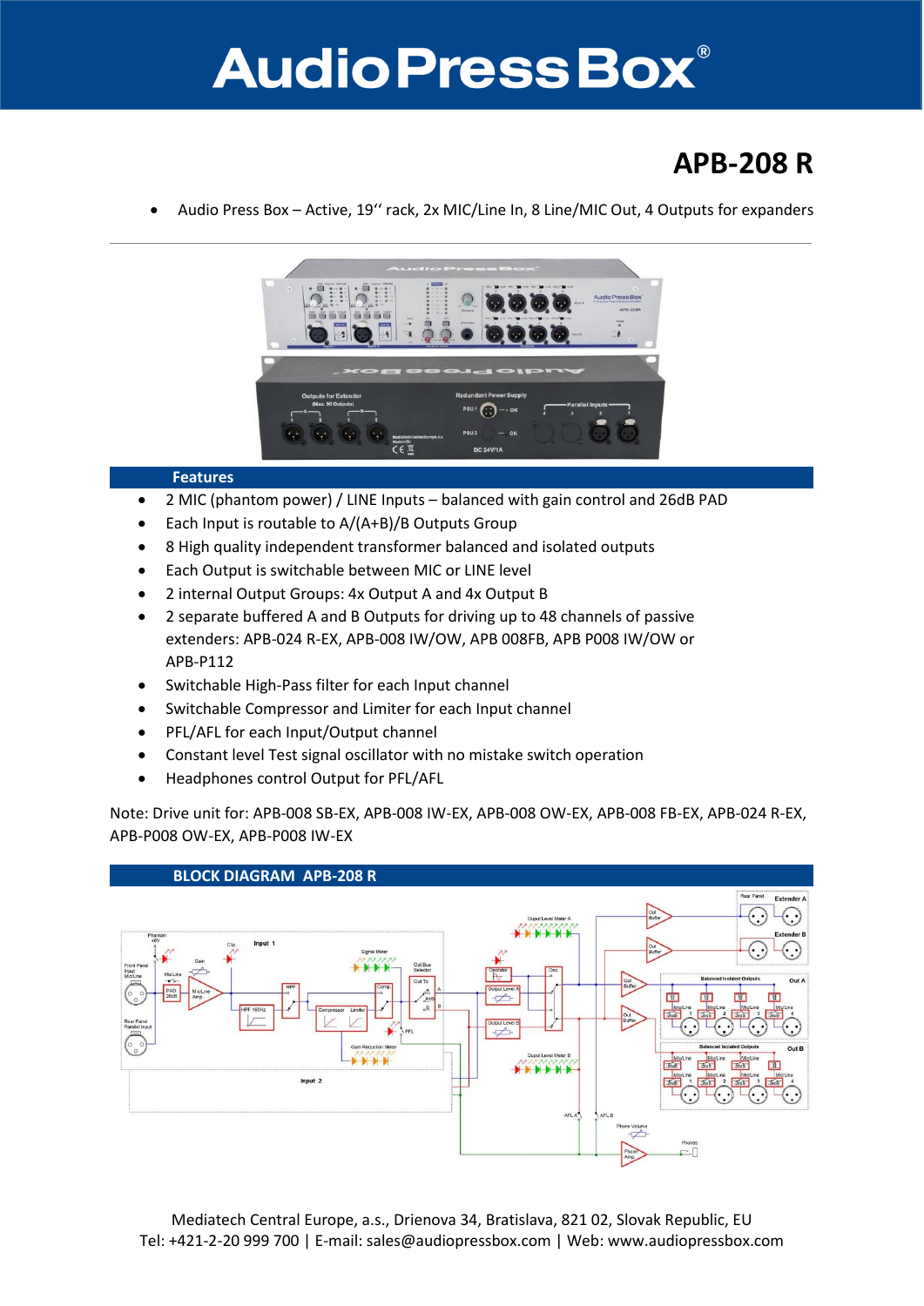# AudioPressBox®

## APB-208 R

- Audio Press Box – Active, 19'' rack, 2x MIC/Line In, 8 Line/MIC Out, 4 Outputs for expanders

### Features

- 2 MIC (phantom power) / LINE Inputs – balanced with gain control and 26dB PAD
- Each Input is routable to A/(A+B)/B Outputs Group
- 8 High quality independent transformer balanced and isolated outputs
- Each Output is switchable between MIC or LINE level
- 2 internal Output Groups: 4x Output A and 4x Output B
- 2 separate buffered A and B Outputs for driving up to 48 channels of passive extenders: APB-024 R-EX, APB-008 IW/OW, APB 008FB, APB P008 IW/OW or APB-P112
- Switchable High-Pass filter for each Input channel
- Switchable Compressor and Limiter for each Input channel
- PFL/AFL for each Input/Output channel
- Constant level Test signal oscillator with no mistake switch operation
- Headphones control Output for PFL/AFL

Note: Drive unit for: APB-008 SB-EX, APB-008 IW-EX, APB-008 OW-EX, APB-008 FB-EX, APB-024 R-EX, APB-P008 OW-EX, APB-P008 IW-EX

### BLOCK DIAGRAM APB-208 R

Mediatech Central Europe, a.s., Drienova 34, Bratislava, 821 02, Slovak Republic, EU
Tel: +421-2-20 999 700 | E-mail: sales@audiopressbox.com | Web: www.audiopressbox.com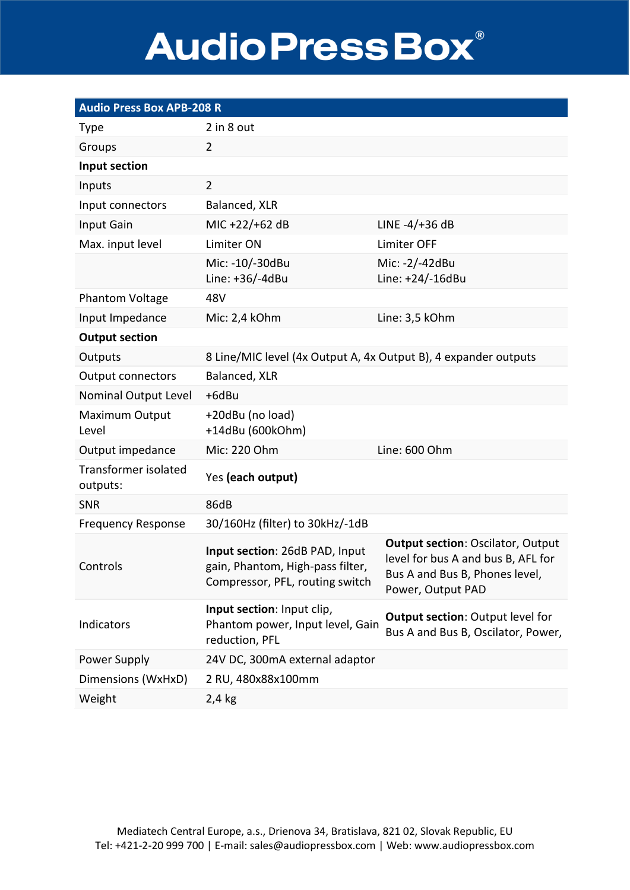# AudioPressBox®

| Audio Press Box APB-208 R | | |
|---|---|---|
| Type | 2 in 8 out | |
| Groups | 2 | |
| **Input section** | | |
| Inputs | 2 | |
| Input connectors | Balanced, XLR | |
| Input Gain | MIC +22/+62 dB | LINE -4/+36 dB |
| Max. input level | Limiter ON | Limiter OFF |
| | Mic: -10/-30dBu<br>Line: +36/-4dBu | Mic: -2/-42dBu<br>Line: +24/-16dBu |
| Phantom Voltage | 48V | |
| Input Impedance | Mic: 2,4 kOhm | Line: 3,5 kOhm |
| **Output section** | | |
| Outputs | 8 Line/MIC level (4x Output A, 4x Output B), 4 expander outputs | |
| Output connectors | Balanced, XLR | |
| Nominal Output Level | +6dBu | |
| Maximum Output Level | +20dBu (no load)<br>+14dBu (600kOhm) | |
| Output impedance | Mic: 220 Ohm | Line: 600 Ohm |
| Transformer isolated outputs: | Yes **(each output)** | |
| SNR | 86dB | |
| Frequency Response | 30/160Hz (filter) to 30kHz/-1dB | |
| Controls | **Input section**: 26dB PAD, Input gain, Phantom, High-pass filter, Compressor, PFL, routing switch | **Output section**: Oscilator, Output level for bus A and bus B, AFL for Bus A and Bus B, Phones level, Power, Output PAD |
| Indicators | **Input section**: Input clip, Phantom power, Input level, Gain reduction, PFL | **Output section**: Output level for Bus A and Bus B, Oscilator, Power, |
| Power Supply | 24V DC, 300mA external adaptor | |
| Dimensions (WxHxD) | 2 RU, 480x88x100mm | |
| Weight | 2,4 kg | |

Mediatech Central Europe, a.s., Drienova 34, Bratislava, 821 02, Slovak Republic, EU
Tel: +421-2-20 999 700 | E-mail: sales@audiopressbox.com | Web: www.audiopressbox.com